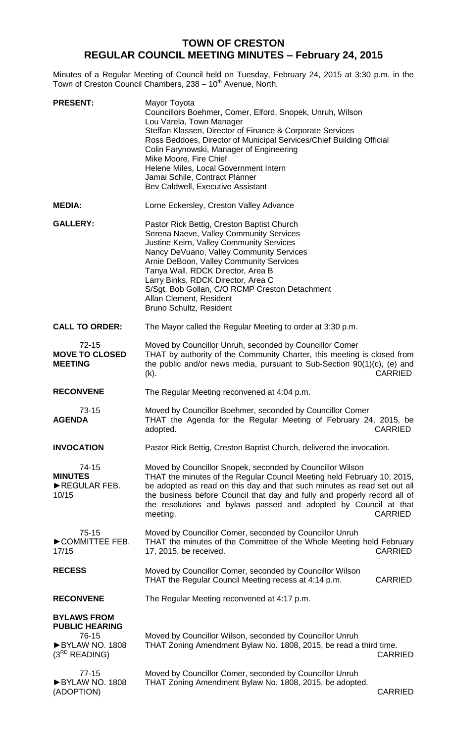# TOWN OF CRESTON
## REGULAR COUNCIL MEETING MINUTES – February 24, 2015

Minutes of a Regular Meeting of Council held on Tuesday, February 24, 2015 at 3:30 p.m. in the Town of Creston Council Chambers, 238 – 10th Avenue, North.

**PRESENT:**
Mayor Toyota
Councillors Boehmer, Comer, Elford, Snopek, Unruh, Wilson
Lou Varela, Town Manager
Steffan Klassen, Director of Finance & Corporate Services
Ross Beddoes, Director of Municipal Services/Chief Building Official
Colin Farynowski, Manager of Engineering
Mike Moore, Fire Chief
Helene Miles, Local Government Intern
Jamai Schile, Contract Planner
Bev Caldwell, Executive Assistant

**MEDIA:**
Lorne Eckersley, Creston Valley Advance

**GALLERY:**
Pastor Rick Bettig, Creston Baptist Church
Serena Naeve, Valley Community Services
Justine Keirn, Valley Community Services
Nancy DeVuano, Valley Community Services
Arnie DeBoon, Valley Community Services
Tanya Wall, RDCK Director, Area B
Larry Binks, RDCK Director, Area C
S/Sgt. Bob Gollan, C/O RCMP Creston Detachment
Allan Clement, Resident
Bruno Schultz, Resident

**CALL TO ORDER:**
The Mayor called the Regular Meeting to order at 3:30 p.m.

72-15
**MOVE TO CLOSED MEETING**
Moved by Councillor Unruh, seconded by Councillor Comer
THAT by authority of the Community Charter, this meeting is closed from the public and/or news media, pursuant to Sub-Section 90(1)(c), (e) and (k). CARRIED

**RECONVENE**
The Regular Meeting reconvened at 4:04 p.m.

73-15
**AGENDA**
Moved by Councillor Boehmer, seconded by Councillor Comer
THAT the Agenda for the Regular Meeting of February 24, 2015, be adopted. CARRIED

**INVOCATION**
Pastor Rick Bettig, Creston Baptist Church, delivered the invocation.

74-15
**MINUTES**
►REGULAR FEB. 10/15
Moved by Councillor Snopek, seconded by Councillor Wilson
THAT the minutes of the Regular Council Meeting held February 10, 2015, be adopted as read on this day and that such minutes as read set out all the business before Council that day and fully and properly record all of the resolutions and bylaws passed and adopted by Council at that meeting. CARRIED

75-15
►COMMITTEE FEB. 17/15
Moved by Councillor Comer, seconded by Councillor Unruh
THAT the minutes of the Committee of the Whole Meeting held February 17, 2015, be received. CARRIED

**RECESS**
Moved by Councillor Comer, seconded by Councillor Wilson
THAT the Regular Council Meeting recess at 4:14 p.m. CARRIED

**RECONVENE**
The Regular Meeting reconvened at 4:17 p.m.

**BYLAWS FROM PUBLIC HEARING**

76-15
►BYLAW NO. 1808 (3RD READING)
Moved by Councillor Wilson, seconded by Councillor Unruh
THAT Zoning Amendment Bylaw No. 1808, 2015, be read a third time. CARRIED

77-15
►BYLAW NO. 1808 (ADOPTION)
Moved by Councillor Comer, seconded by Councillor Unruh
THAT Zoning Amendment Bylaw No. 1808, 2015, be adopted. CARRIED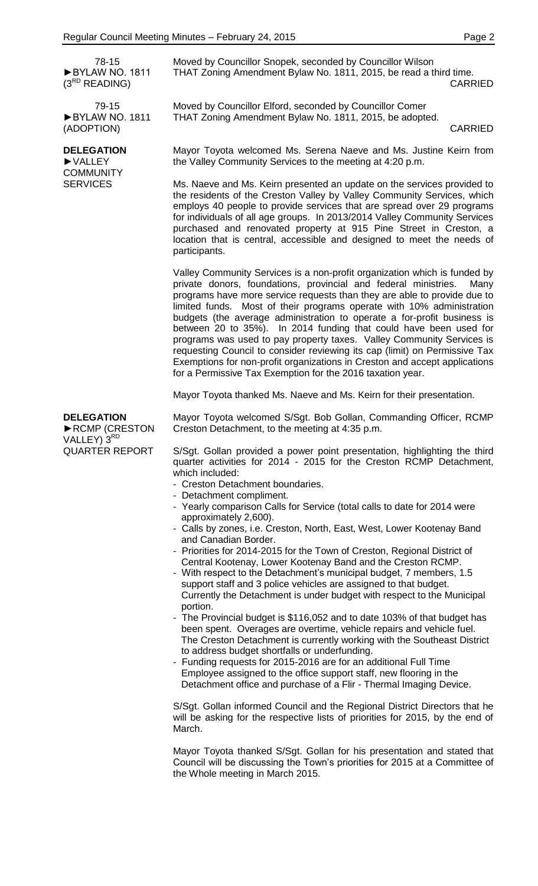**78-15**
**►BYLAW NO. 1811 (3RD READING)**

Moved by Councillor Snopek, seconded by Councillor Wilson
THAT Zoning Amendment Bylaw No. 1811, 2015, be read a third time.
CARRIED

**79-15**
**►BYLAW NO. 1811 (ADOPTION)**

Moved by Councillor Elford, seconded by Councillor Comer
THAT Zoning Amendment Bylaw No. 1811, 2015, be adopted.
CARRIED

**DELEGATION**
**►VALLEY COMMUNITY SERVICES**

Mayor Toyota welcomed Ms. Serena Naeve and Ms. Justine Keirn from the Valley Community Services to the meeting at 4:20 p.m.

Ms. Naeve and Ms. Keirn presented an update on the services provided to the residents of the Creston Valley by Valley Community Services, which employs 40 people to provide services that are spread over 29 programs for individuals of all age groups. In 2013/2014 Valley Community Services purchased and renovated property at 915 Pine Street in Creston, a location that is central, accessible and designed to meet the needs of participants.

Valley Community Services is a non-profit organization which is funded by private donors, foundations, provincial and federal ministries. Many programs have more service requests than they are able to provide due to limited funds. Most of their programs operate with 10% administration budgets (the average administration to operate a for-profit business is between 20 to 35%). In 2014 funding that could have been used for programs was used to pay property taxes. Valley Community Services is requesting Council to consider reviewing its cap (limit) on Permissive Tax Exemptions for non-profit organizations in Creston and accept applications for a Permissive Tax Exemption for the 2016 taxation year.

Mayor Toyota thanked Ms. Naeve and Ms. Keirn for their presentation.

**DELEGATION**
**►RCMP (CRESTON VALLEY) 3RD QUARTER REPORT**

Mayor Toyota welcomed S/Sgt. Bob Gollan, Commanding Officer, RCMP Creston Detachment, to the meeting at 4:35 p.m.

S/Sgt. Gollan provided a power point presentation, highlighting the third quarter activities for 2014 - 2015 for the Creston RCMP Detachment, which included:

- Creston Detachment boundaries.
- Detachment compliment.
- Yearly comparison Calls for Service (total calls to date for 2014 were approximately 2,600).
- Calls by zones, i.e. Creston, North, East, West, Lower Kootenay Band and Canadian Border.
- Priorities for 2014-2015 for the Town of Creston, Regional District of Central Kootenay, Lower Kootenay Band and the Creston RCMP.
- With respect to the Detachment's municipal budget, 7 members, 1.5 support staff and 3 police vehicles are assigned to that budget. Currently the Detachment is under budget with respect to the Municipal portion.
- The Provincial budget is $116,052 and to date 103% of that budget has been spent. Overages are overtime, vehicle repairs and vehicle fuel. The Creston Detachment is currently working with the Southeast District to address budget shortfalls or underfunding.
- Funding requests for 2015-2016 are for an additional Full Time Employee assigned to the office support staff, new flooring in the Detachment office and purchase of a Flir - Thermal Imaging Device.

S/Sgt. Gollan informed Council and the Regional District Directors that he will be asking for the respective lists of priorities for 2015, by the end of March.

Mayor Toyota thanked S/Sgt. Gollan for his presentation and stated that Council will be discussing the Town's priorities for 2015 at a Committee of the Whole meeting in March 2015.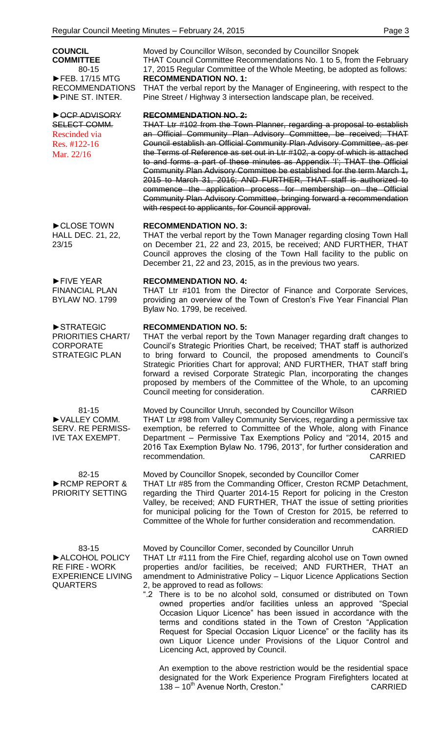**COUNCIL COMMITTEE**
80-15
►FEB. 17/15 MTG RECOMMENDATIONS
►PINE ST. INTER.

Moved by Councillor Wilson, seconded by Councillor Snopek
THAT Council Committee Recommendations No. 1 to 5, from the February 17, 2015 Regular Committee of the Whole Meeting, be adopted as follows:

**RECOMMENDATION NO. 1:**
THAT the verbal report by the Manager of Engineering, with respect to the Pine Street / Highway 3 intersection landscape plan, be received.

~~►OCP ADVISORY SELECT COMM.~~
Rescinded via Res. #122-16 Mar. 22/16

~~**RECOMMENDATION NO. 2:**~~
~~THAT Ltr #102 from the Town Planner, regarding a proposal to establish an Official Community Plan Advisory Committee, be received; THAT Council establish an Official Community Plan Advisory Committee, as per the Terms of Reference as set out in Ltr #102, a copy of which is attached to and forms a part of these minutes as Appendix 'I'; THAT the Official Community Plan Advisory Committee be established for the term March 1, 2015 to March 31, 2016; AND FURTHER, THAT staff is authorized to commence the application process for membership on the Official Community Plan Advisory Committee, bringing forward a recommendation with respect to applicants, for Council approval.~~

►CLOSE TOWN HALL DEC. 21, 22, 23/15

**RECOMMENDATION NO. 3:**
THAT the verbal report by the Town Manager regarding closing Town Hall on December 21, 22 and 23, 2015, be received; AND FURTHER, THAT Council approves the closing of the Town Hall facility to the public on December 21, 22 and 23, 2015, as in the previous two years.

►FIVE YEAR FINANCIAL PLAN BYLAW NO. 1799

**RECOMMENDATION NO. 4:**
THAT Ltr #101 from the Director of Finance and Corporate Services, providing an overview of the Town of Creston's Five Year Financial Plan Bylaw No. 1799, be received.

►STRATEGIC PRIORITIES CHART/ CORPORATE STRATEGIC PLAN

**RECOMMENDATION NO. 5:**
THAT the verbal report by the Town Manager regarding draft changes to Council's Strategic Priorities Chart, be received; THAT staff is authorized to bring forward to Council, the proposed amendments to Council's Strategic Priorities Chart for approval; AND FURTHER, THAT staff bring forward a revised Corporate Strategic Plan, incorporating the changes proposed by members of the Committee of the Whole, to an upcoming Council meeting for consideration. CARRIED

81-15
►VALLEY COMM. SERV. RE PERMISSIVE TAX EXEMPT.

Moved by Councillor Unruh, seconded by Councillor Wilson
THAT Ltr #98 from Valley Community Services, regarding a permissive tax exemption, be referred to Committee of the Whole, along with Finance Department – Permissive Tax Exemptions Policy and "2014, 2015 and 2016 Tax Exemption Bylaw No. 1796, 2013", for further consideration and recommendation. CARRIED

82-15
►RCMP REPORT & PRIORITY SETTING

Moved by Councillor Snopek, seconded by Councillor Comer
THAT Ltr #85 from the Commanding Officer, Creston RCMP Detachment, regarding the Third Quarter 2014-15 Report for policing in the Creston Valley, be received; AND FURTHER, THAT the issue of setting priorities for municipal policing for the Town of Creston for 2015, be referred to Committee of the Whole for further consideration and recommendation. CARRIED

83-15
►ALCOHOL POLICY RE FIRE - WORK EXPERIENCE LIVING QUARTERS

Moved by Councillor Comer, seconded by Councillor Unruh
THAT Ltr #111 from the Fire Chief, regarding alcohol use on Town owned properties and/or facilities, be received; AND FURTHER, THAT an amendment to Administrative Policy – Liquor Licence Applications Section 2, be approved to read as follows:

".2 There is to be no alcohol sold, consumed or distributed on Town owned properties and/or facilities unless an approved "Special Occasion Liquor Licence" has been issued in accordance with the terms and conditions stated in the Town of Creston "Application Request for Special Occasion Liquor Licence" or the facility has its own Liquor Licence under Provisions of the Liquor Control and Licencing Act, approved by Council.

An exemption to the above restriction would be the residential space designated for the Work Experience Program Firefighters located at 138 – 10th Avenue North, Creston." CARRIED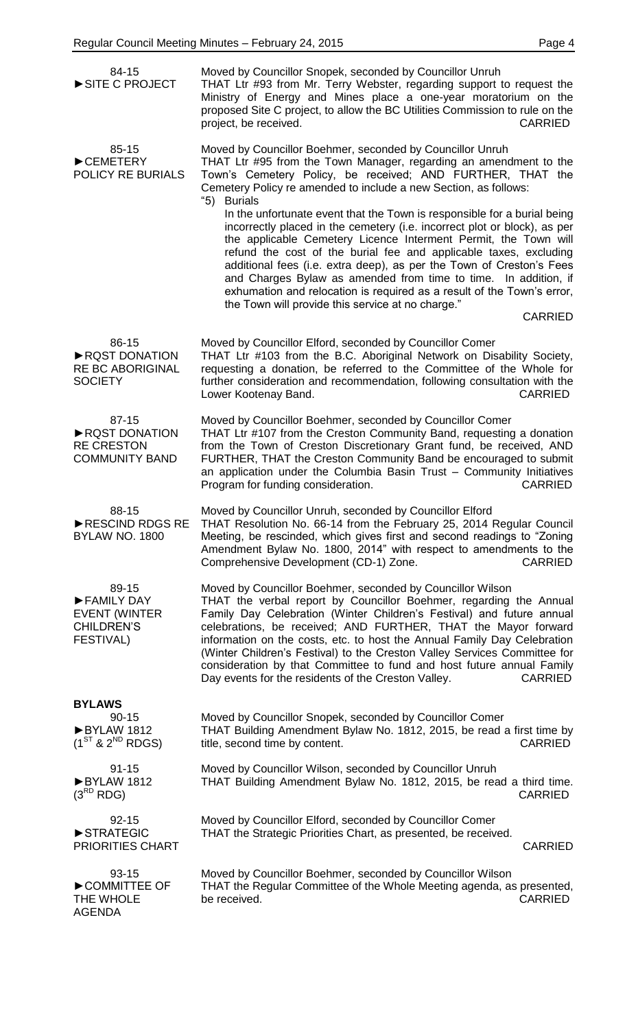**84-15**
**►SITE C PROJECT**

Moved by Councillor Snopek, seconded by Councillor Unruh
THAT Ltr #93 from Mr. Terry Webster, regarding support to request the Ministry of Energy and Mines place a one-year moratorium on the proposed Site C project, to allow the BC Utilities Commission to rule on the project, be received. CARRIED

**85-15**
**►CEMETERY POLICY RE BURIALS**

Moved by Councillor Boehmer, seconded by Councillor Unruh
THAT Ltr #95 from the Town Manager, regarding an amendment to the Town's Cemetery Policy, be received; AND FURTHER, THAT the Cemetery Policy re amended to include a new Section, as follows:

"5) Burials
In the unfortunate event that the Town is responsible for a burial being incorrectly placed in the cemetery (i.e. incorrect plot or block), as per the applicable Cemetery Licence Interment Permit, the Town will refund the cost of the burial fee and applicable taxes, excluding additional fees (i.e. extra deep), as per the Town of Creston's Fees and Charges Bylaw as amended from time to time. In addition, if exhumation and relocation is required as a result of the Town's error, the Town will provide this service at no charge."

CARRIED

**86-15**
**►RQST DONATION RE BC ABORIGINAL SOCIETY**

Moved by Councillor Elford, seconded by Councillor Comer
THAT Ltr #103 from the B.C. Aboriginal Network on Disability Society, requesting a donation, be referred to the Committee of the Whole for further consideration and recommendation, following consultation with the Lower Kootenay Band. CARRIED

**87-15**
**►RQST DONATION RE CRESTON COMMUNITY BAND**

Moved by Councillor Boehmer, seconded by Councillor Comer
THAT Ltr #107 from the Creston Community Band, requesting a donation from the Town of Creston Discretionary Grant fund, be received, AND FURTHER, THAT the Creston Community Band be encouraged to submit an application under the Columbia Basin Trust – Community Initiatives Program for funding consideration. CARRIED

**88-15**
**►RESCIND RDGS RE BYLAW NO. 1800**

Moved by Councillor Unruh, seconded by Councillor Elford
THAT Resolution No. 66-14 from the February 25, 2014 Regular Council Meeting, be rescinded, which gives first and second readings to "Zoning Amendment Bylaw No. 1800, 2014" with respect to amendments to the Comprehensive Development (CD-1) Zone. CARRIED

**89-15**
**►FAMILY DAY EVENT (WINTER CHILDREN'S FESTIVAL)**

Moved by Councillor Boehmer, seconded by Councillor Wilson
THAT the verbal report by Councillor Boehmer, regarding the Annual Family Day Celebration (Winter Children's Festival) and future annual celebrations, be received; AND FURTHER, THAT the Mayor forward information on the costs, etc. to host the Annual Family Day Celebration (Winter Children's Festival) to the Creston Valley Services Committee for consideration by that Committee to fund and host future annual Family Day events for the residents of the Creston Valley. CARRIED

## BYLAWS

**90-15**
**►BYLAW 1812 (1ST & 2ND RDGS)**

Moved by Councillor Snopek, seconded by Councillor Comer
THAT Building Amendment Bylaw No. 1812, 2015, be read a first time by title, second time by content. CARRIED

**91-15**
**►BYLAW 1812 (3RD RDG)**

Moved by Councillor Wilson, seconded by Councillor Unruh
THAT Building Amendment Bylaw No. 1812, 2015, be read a third time. CARRIED

**92-15**
**►STRATEGIC PRIORITIES CHART**

Moved by Councillor Elford, seconded by Councillor Comer
THAT the Strategic Priorities Chart, as presented, be received. CARRIED

**93-15**
**►COMMITTEE OF THE WHOLE AGENDA**

Moved by Councillor Boehmer, seconded by Councillor Wilson
THAT the Regular Committee of the Whole Meeting agenda, as presented, be received. CARRIED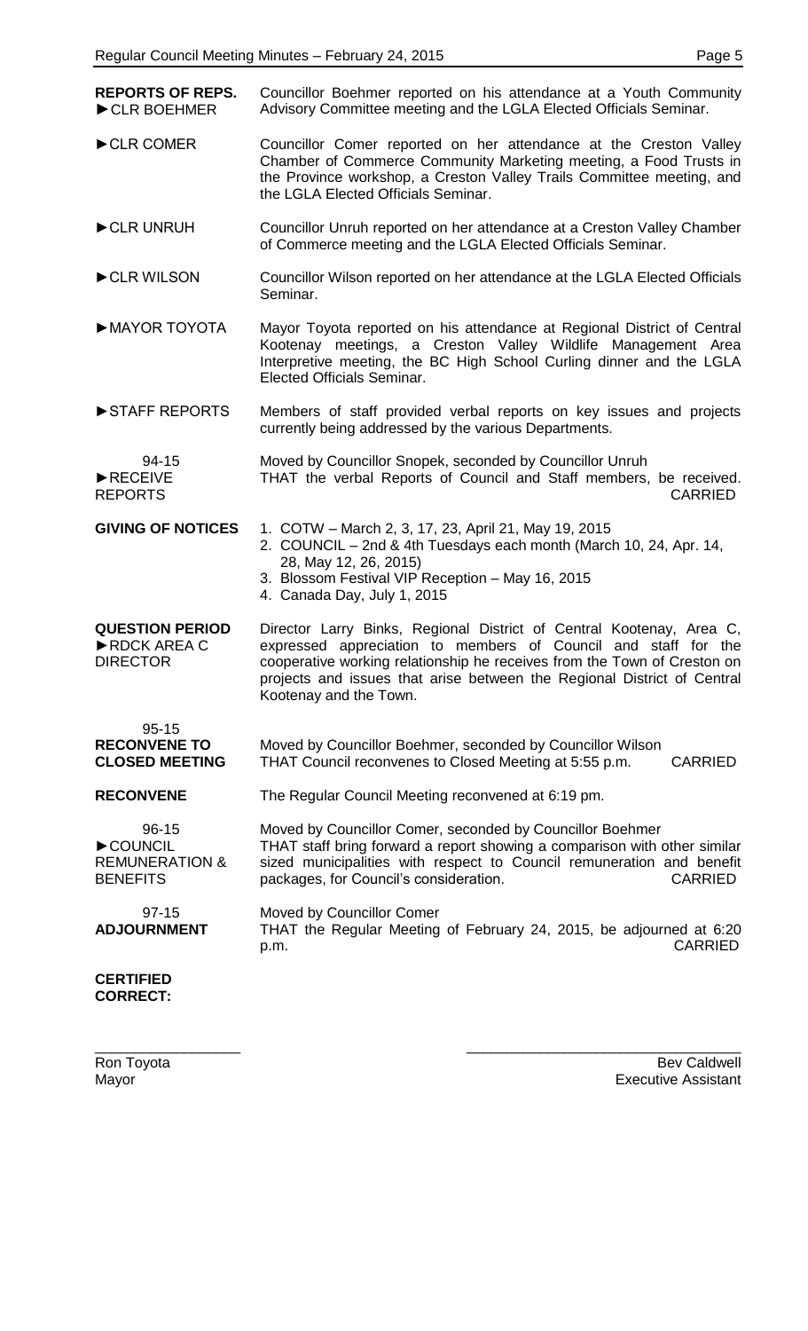**REPORTS OF REPS.**
►CLR BOEHMER

Councillor Boehmer reported on his attendance at a Youth Community Advisory Committee meeting and the LGLA Elected Officials Seminar.

►CLR COMER

Councillor Comer reported on her attendance at the Creston Valley Chamber of Commerce Community Marketing meeting, a Food Trusts in the Province workshop, a Creston Valley Trails Committee meeting, and the LGLA Elected Officials Seminar.

►CLR UNRUH

Councillor Unruh reported on her attendance at a Creston Valley Chamber of Commerce meeting and the LGLA Elected Officials Seminar.

►CLR WILSON

Councillor Wilson reported on her attendance at the LGLA Elected Officials Seminar.

►MAYOR TOYOTA

Mayor Toyota reported on his attendance at Regional District of Central Kootenay meetings, a Creston Valley Wildlife Management Area Interpretive meeting, the BC High School Curling dinner and the LGLA Elected Officials Seminar.

►STAFF REPORTS

Members of staff provided verbal reports on key issues and projects currently being addressed by the various Departments.

94-15
►RECEIVE REPORTS

Moved by Councillor Snopek, seconded by Councillor Unruh
THAT the verbal Reports of Council and Staff members, be received.
CARRIED

**GIVING OF NOTICES**

1. COTW – March 2, 3, 17, 23, April 21, May 19, 2015
2. COUNCIL – 2nd & 4th Tuesdays each month (March 10, 24, Apr. 14, 28, May 12, 26, 2015)
3. Blossom Festival VIP Reception – May 16, 2015
4. Canada Day, July 1, 2015

**QUESTION PERIOD**
►RDCK AREA C DIRECTOR

Director Larry Binks, Regional District of Central Kootenay, Area C, expressed appreciation to members of Council and staff for the cooperative working relationship he receives from the Town of Creston on projects and issues that arise between the Regional District of Central Kootenay and the Town.

95-15
**RECONVENE TO CLOSED MEETING**

Moved by Councillor Boehmer, seconded by Councillor Wilson
THAT Council reconvenes to Closed Meeting at 5:55 p.m. CARRIED

**RECONVENE**

The Regular Council Meeting reconvened at 6:19 pm.

96-15
►COUNCIL REMUNERATION & BENEFITS

Moved by Councillor Comer, seconded by Councillor Boehmer
THAT staff bring forward a report showing a comparison with other similar sized municipalities with respect to Council remuneration and benefit packages, for Council's consideration. CARRIED

97-15
**ADJOURNMENT**

Moved by Councillor Comer
THAT the Regular Meeting of February 24, 2015, be adjourned at 6:20 p.m. CARRIED

**CERTIFIED CORRECT:**

\_\_\_\_\_\_\_\_\_\_\_\_\_\_\_\_\_\_\_\_
Ron Toyota
Mayor

\_\_\_\_\_\_\_\_\_\_\_\_\_\_\_\_\_\_\_\_
Bev Caldwell
Executive Assistant